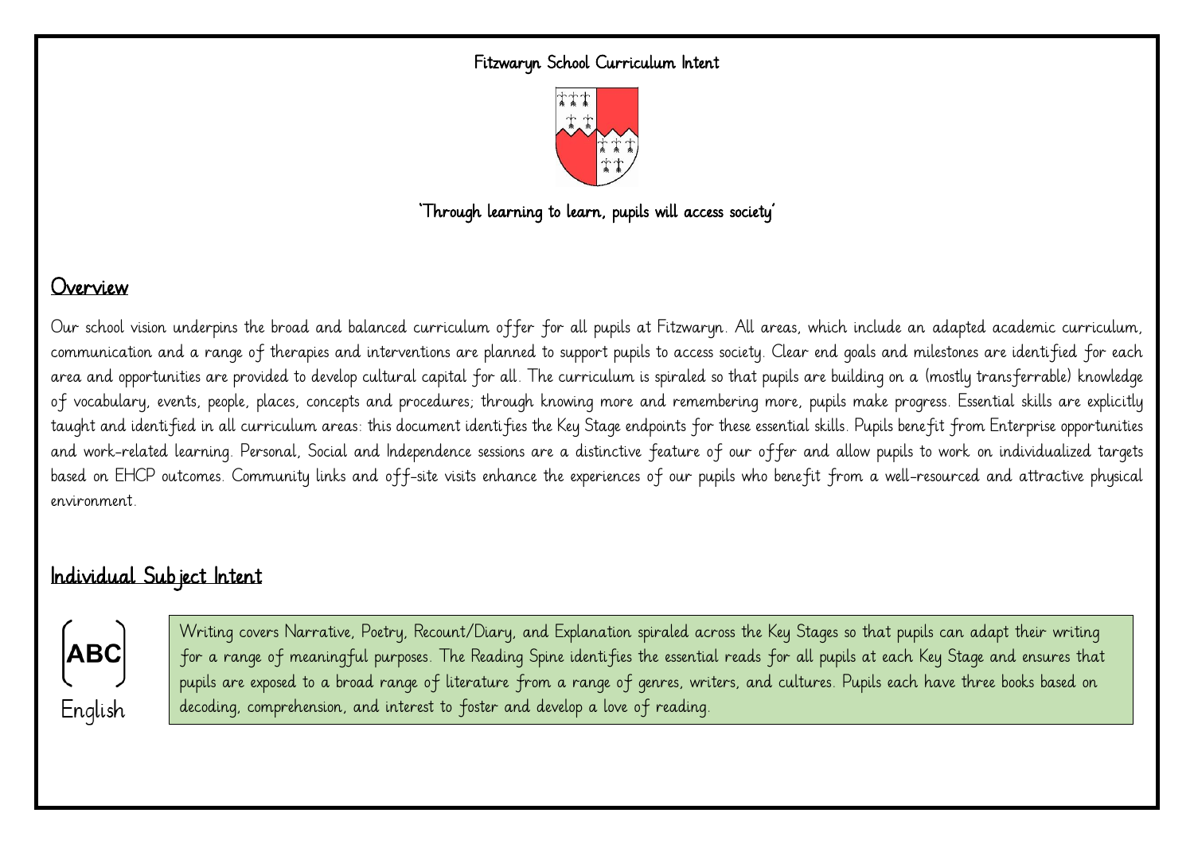# Fitzwaryn School Curriculum Intent

'Through learning to learn, pupils will access society'

## Overview

Our school vision underpins the broad and balanced curriculum offer for all pupils at Fitzwaryn. All areas, which include an adapted academic curriculum, communication and a range of therapies and interventions are planned to support pupils to access society. Clear end goals and milestones are identified for each area and opportunities are provided to develop cultural capital for all. The curriculum is spiraled so that pupils are building on a (mostly transferrable) knowledge of vocabulary, events, people, places, concepts and procedures; through knowing more and remembering more, pupils make progress. Essential skills are explicitly taught and identified in all curriculum areas: this document identifies the Key Stage endpoints for these essential skills. Pupils benefit from Enterprise opportunities and work-related learning. Personal, Social and Independence sessions are a distinctive feature of our offer and allow pupils to work on individualized targets based on EHCP outcomes. Community links and off-site visits enhance the experiences of our pupils who benefit from a well-resourced and attractive physical environment.

## Individual Subject Intent

**ABC**

English

Writing covers Narrative, Poetry, Recount/Diary, and Explanation spiraled across the Key Stages so that pupils can adapt their writing for a range of meaningful purposes. The Reading Spine identifies the essential reads for all pupils at each Key Stage and ensures that pupils are exposed to a broad range of literature from a range of genres, writers, and cultures. Pupils each have three books based on decoding, comprehension, and interest to foster and develop a love of reading.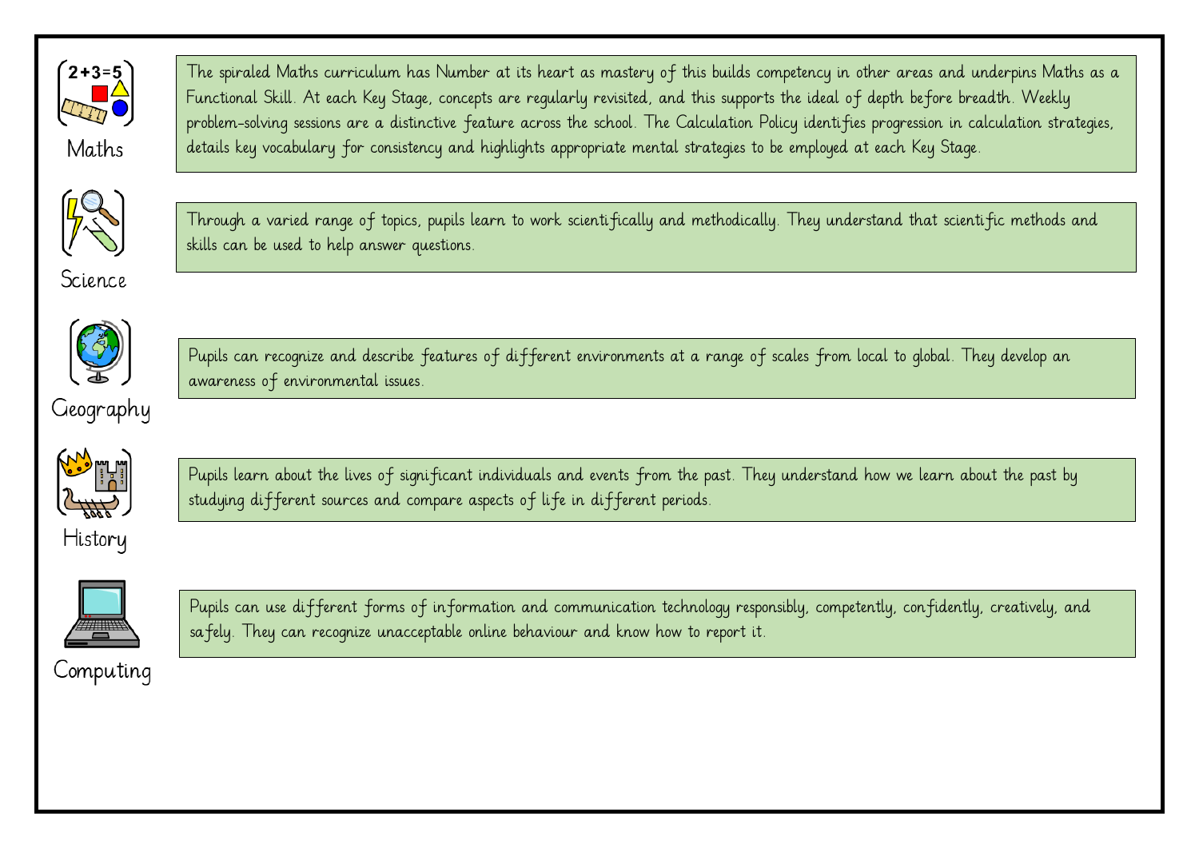## Maths

The spiraled Maths curriculum has Number at its heart as mastery of this builds competency in other areas and underpins Maths as a Functional Skill. At each Key Stage, concepts are regularly revisited, and this supports the ideal of depth before breadth. Weekly problem-solving sessions are a distinctive feature across the school. The Calculation Policy identifies progression in calculation strategies, details key vocabulary for consistency and highlights appropriate mental strategies to be employed at each Key Stage.

## Science

Through a varied range of topics, pupils learn to work scientifically and methodically. They understand that scientific methods and skills can be used to help answer questions.

## Geography

Pupils can recognize and describe features of different environments at a range of scales from local to global. They develop an awareness of environmental issues.

## History

Pupils learn about the lives of significant individuals and events from the past. They understand how we learn about the past by studying different sources and compare aspects of life in different periods.

## Computing

Pupils can use different forms of information and communication technology responsibly, competently, confidently, creatively, and safely. They can recognize unacceptable online behaviour and know how to report it.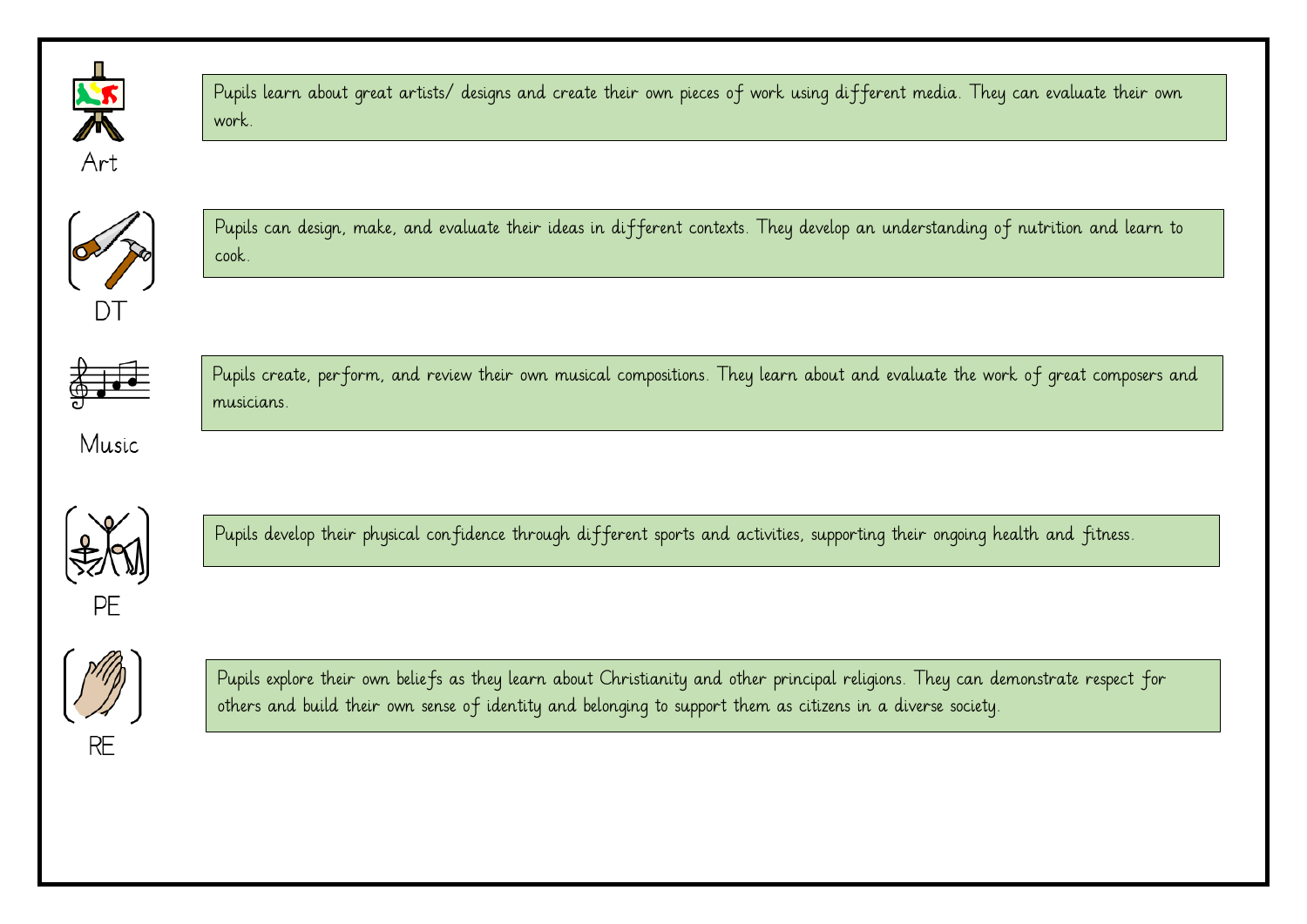**Art**

Pupils learn about great artists/ designs and create their own pieces of work using different media. They can evaluate their own work.

**DT**

Pupils can design, make, and evaluate their ideas in different contexts. They develop an understanding of nutrition and learn to cook.

**Music**

Pupils create, perform, and review their own musical compositions. They learn about and evaluate the work of great composers and musicians.

**PE**

Pupils develop their physical confidence through different sports and activities, supporting their ongoing health and fitness.

**RE**

Pupils explore their own beliefs as they learn about Christianity and other principal religions. They can demonstrate respect for others and build their own sense of identity and belonging to support them as citizens in a diverse society.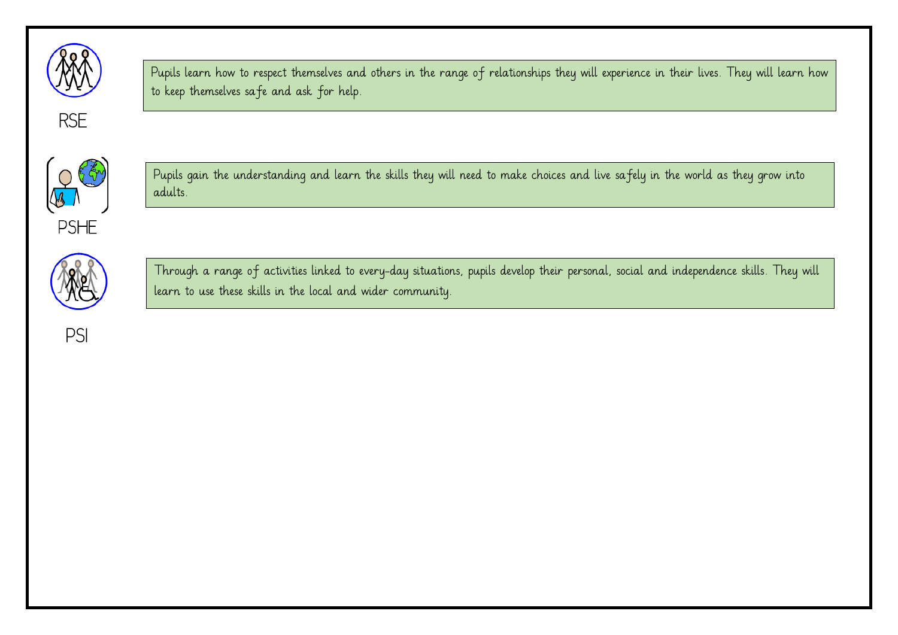## RSE

Pupils learn how to respect themselves and others in the range of relationships they will experience in their lives. They will learn how to keep themselves safe and ask for help.

## PSHE

Pupils gain the understanding and learn the skills they will need to make choices and live safely in the world as they grow into adults.

## PSI

Through a range of activities linked to every-day situations, pupils develop their personal, social and independence skills. They will learn to use these skills in the local and wider community.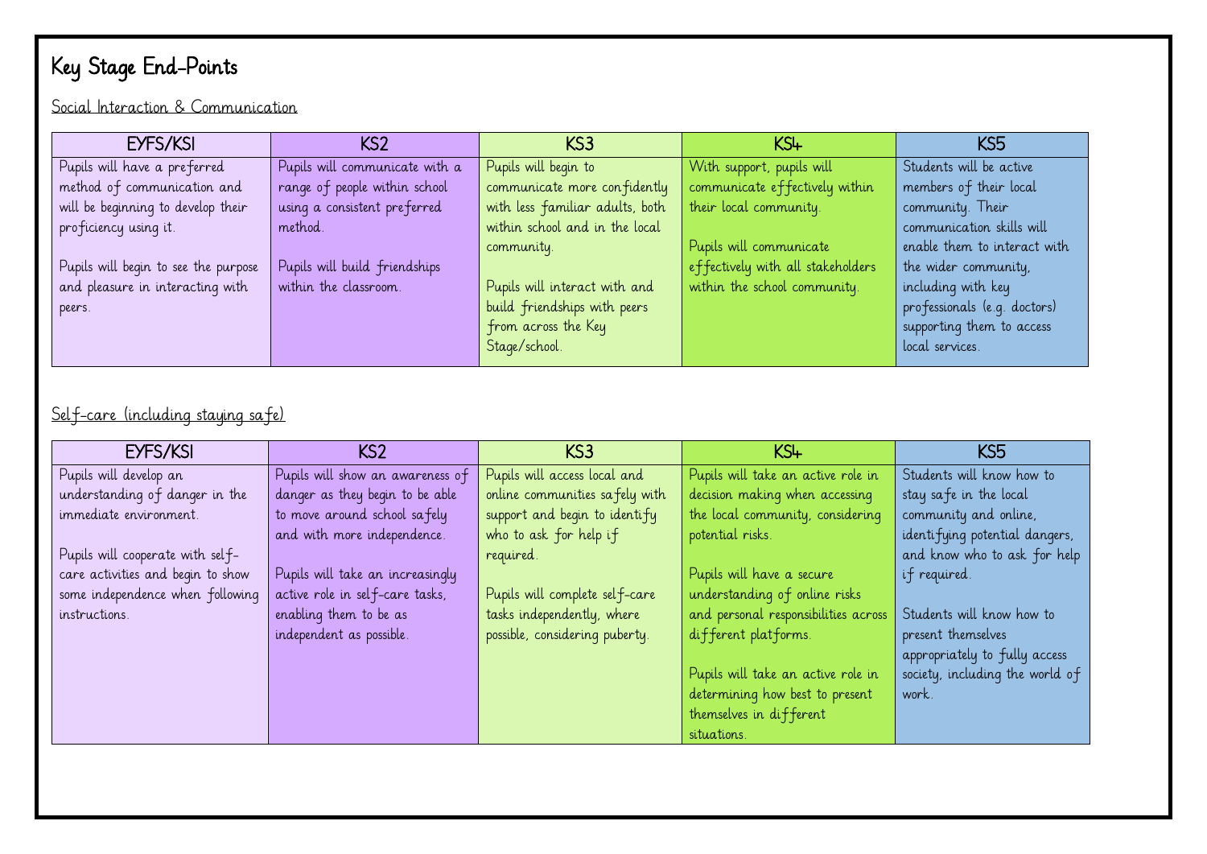# Key Stage End-Points

## Social Interaction & Communication

| EYFS/KS1 | KS2 | KS3 | KS4 | KS5 |
| --- | --- | --- | --- | --- |
| Pupils will have a preferred method of communication and will be beginning to develop their proficiency using it.<br><br>Pupils will begin to see the purpose and pleasure in interacting with peers. | Pupils will communicate with a range of people within school using a consistent preferred method.<br><br>Pupils will build friendships within the classroom. | Pupils will begin to communicate more confidently with less familiar adults, both within school and in the local community.<br><br>Pupils will interact with and build friendships with peers from across the Key Stage/school. | With support, pupils will communicate effectively within their local community.<br><br>Pupils will communicate effectively with all stakeholders within the school community. | Students will be active members of their local community. Their communication skills will enable them to interact with the wider community, including with key professionals (e.g. doctors) supporting them to access local services. |

## Self-care (including staying safe)

| EYFS/KS1 | KS2 | KS3 | KS4 | KS5 |
| --- | --- | --- | --- | --- |
| Pupils will develop an understanding of danger in the immediate environment.<br><br>Pupils will cooperate with self-care activities and begin to show some independence when following instructions. | Pupils will show an awareness of danger as they begin to be able to move around school safely and with more independence.<br><br>Pupils will take an increasingly active role in self-care tasks, enabling them to be as independent as possible. | Pupils will access local and online communities safely with support and begin to identify who to ask for help if required.<br><br>Pupils will complete self-care tasks independently, where possible, considering puberty. | Pupils will take an active role in decision making when accessing the local community, considering potential risks.<br><br>Pupils will have a secure understanding of online risks and personal responsibilities across different platforms.<br><br>Pupils will take an active role in determining how best to present themselves in different situations. | Students will know how to stay safe in the local community and online, identifying potential dangers, and know who to ask for help if required.<br><br>Students will know how to present themselves appropriately to fully access society, including the world of work. |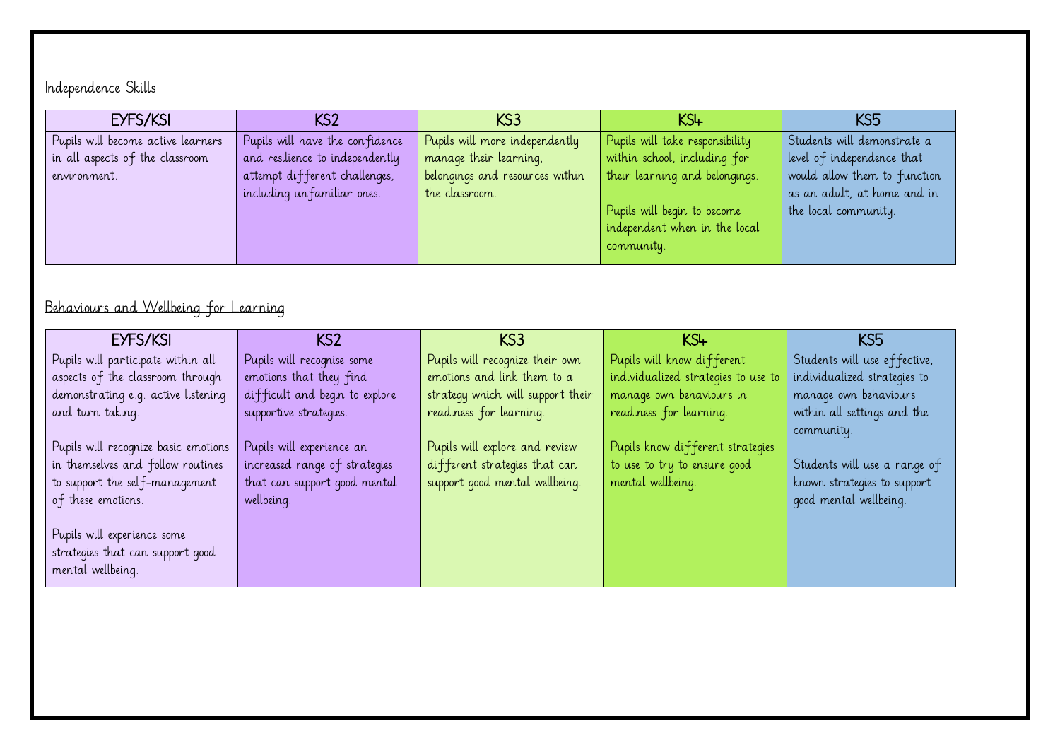## Independence Skills

| EYFS/KS1 | KS2 | KS3 | KS4 | KS5 |
|---|---|---|---|---|
| Pupils will become active learners in all aspects of the classroom environment. | Pupils will have the confidence and resilience to independently attempt different challenges, including unfamiliar ones. | Pupils will more independently manage their learning, belongings and resources within the classroom. | Pupils will take responsibility within school, including for their learning and belongings.<br><br>Pupils will begin to become independent when in the local community. | Students will demonstrate a level of independence that would allow them to function as an adult, at home and in the local community. |

## Behaviours and Wellbeing for Learning

| EYFS/KS1 | KS2 | KS3 | KS4 | KS5 |
|---|---|---|---|---|
| Pupils will participate within all aspects of the classroom through demonstrating e.g. active listening and turn taking.<br><br>Pupils will recognize basic emotions in themselves and follow routines to support the self-management of these emotions.<br><br>Pupils will experience some strategies that can support good mental wellbeing. | Pupils will recognise some emotions that they find difficult and begin to explore supportive strategies.<br><br>Pupils will experience an increased range of strategies that can support good mental wellbeing. | Pupils will recognize their own emotions and link them to a strategy which will support their readiness for learning.<br><br>Pupils will explore and review different strategies that can support good mental wellbeing. | Pupils will know different individualized strategies to use to manage own behaviours in readiness for learning.<br><br>Pupils know different strategies to use to try to ensure good mental wellbeing. | Students will use effective, individualized strategies to manage own behaviours within all settings and the community.<br><br>Students will use a range of known strategies to support good mental wellbeing. |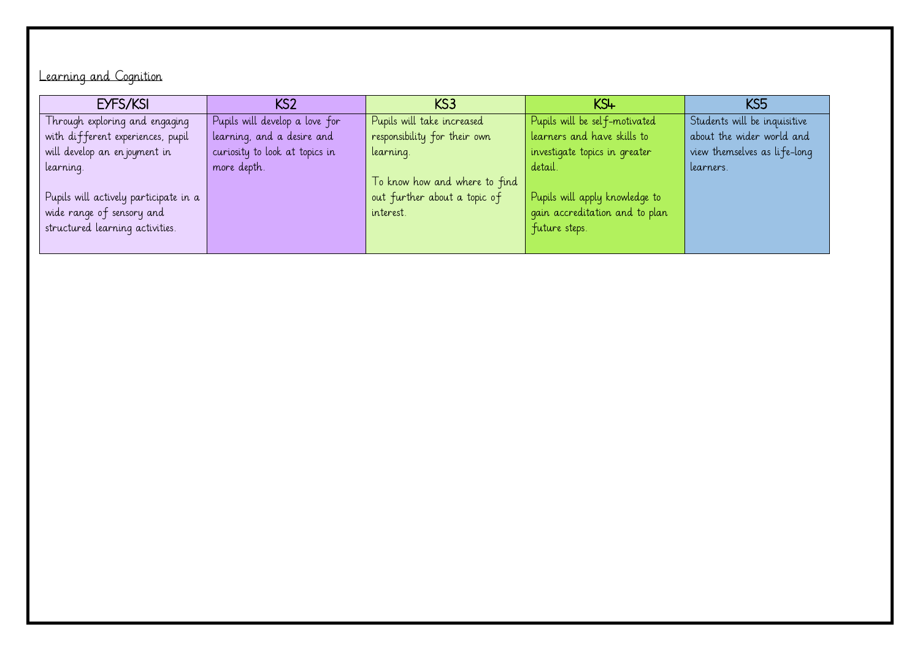Learning and Cognition

| EYFS/KS1 | KS2 | KS3 | KS4 | KS5 |
|---|---|---|---|---|
| Through exploring and engaging with different experiences, pupil will develop an enjoyment in learning.<br><br>Pupils will actively participate in a wide range of sensory and structured learning activities. | Pupils will develop a love for learning, and a desire and curiosity to look at topics in more depth. | Pupils will take increased responsibility for their own learning.<br><br>To know how and where to find out further about a topic of interest. | Pupils will be self-motivated learners and have skills to investigate topics in greater detail.<br><br>Pupils will apply knowledge to gain accreditation and to plan future steps. | Students will be inquisitive about the wider world and view themselves as life-long learners. |